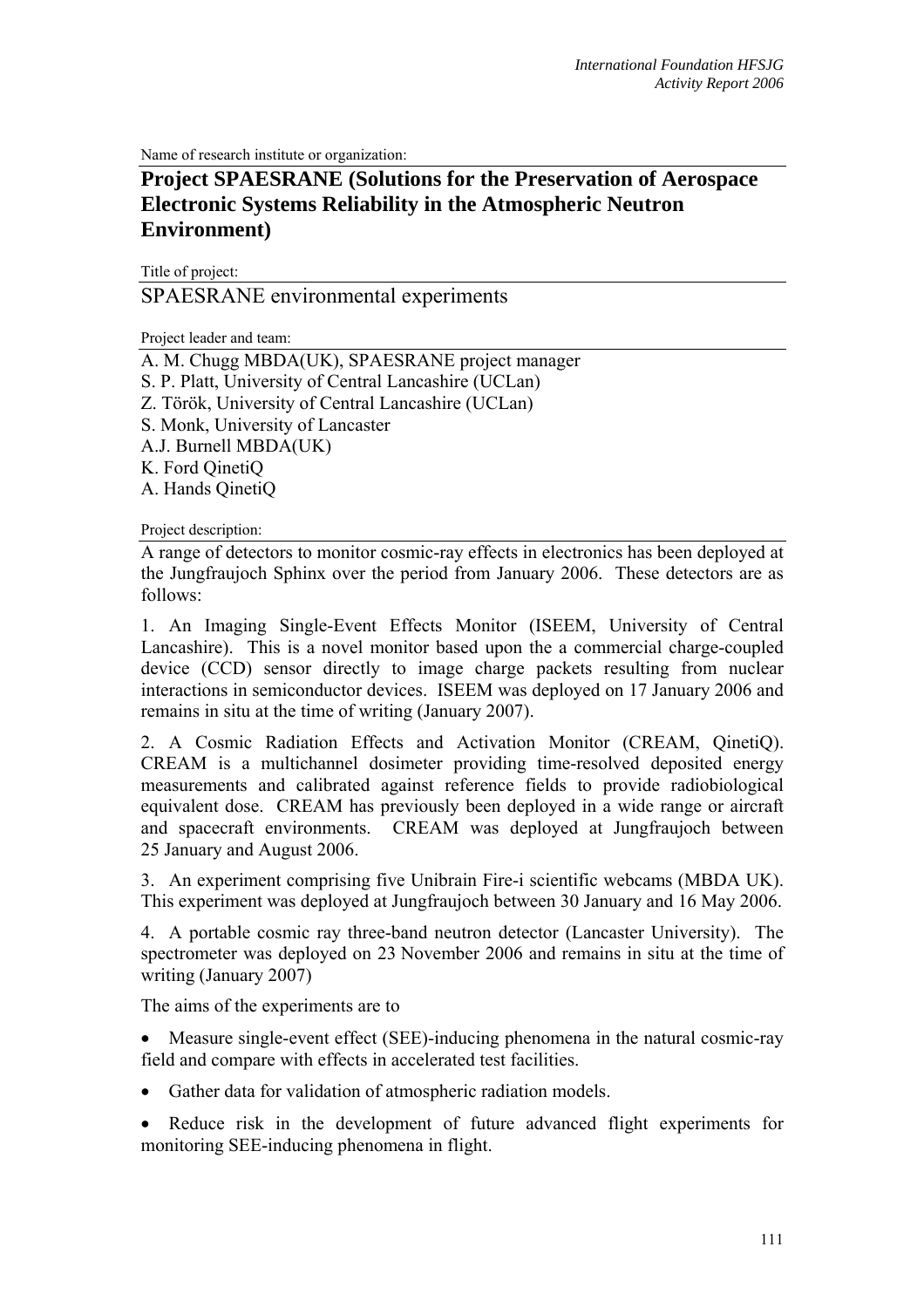Name of research institute or organization:

## Project SPAESRANE (Solutions for the Preservation of Aerospace Electronic Systems Reliability in the Atmospheric Neutron Environment)

Title of project:

# SPAESRANE environmental experiments

Project leader and team:

A. M. Chugg MBDA(UK), SPAESRANE project manager
S. P. Platt, University of Central Lancashire (UCLan)
Z. Török, University of Central Lancashire (UCLan)
S. Monk, University of Lancaster
A.J. Burnell MBDA(UK)
K. Ford QinetiQ
A. Hands QinetiQ

Project description:

A range of detectors to monitor cosmic-ray effects in electronics has been deployed at the Jungfraujoch Sphinx over the period from January 2006. These detectors are as follows:

1. An Imaging Single-Event Effects Monitor (ISEEM, University of Central Lancashire). This is a novel monitor based upon the a commercial charge-coupled device (CCD) sensor directly to image charge packets resulting from nuclear interactions in semiconductor devices. ISEEM was deployed on 17 January 2006 and remains in situ at the time of writing (January 2007).

2. A Cosmic Radiation Effects and Activation Monitor (CREAM, QinetiQ). CREAM is a multichannel dosimeter providing time-resolved deposited energy measurements and calibrated against reference fields to provide radiobiological equivalent dose. CREAM has previously been deployed in a wide range or aircraft and spacecraft environments. CREAM was deployed at Jungfraujoch between 25 January and August 2006.

3. An experiment comprising five Unibrain Fire-i scientific webcams (MBDA UK). This experiment was deployed at Jungfraujoch between 30 January and 16 May 2006.

4. A portable cosmic ray three-band neutron detector (Lancaster University). The spectrometer was deployed on 23 November 2006 and remains in situ at the time of writing (January 2007)

The aims of the experiments are to

- Measure single-event effect (SEE)-inducing phenomena in the natural cosmic-ray field and compare with effects in accelerated test facilities.
- Gather data for validation of atmospheric radiation models.
- Reduce risk in the development of future advanced flight experiments for monitoring SEE-inducing phenomena in flight.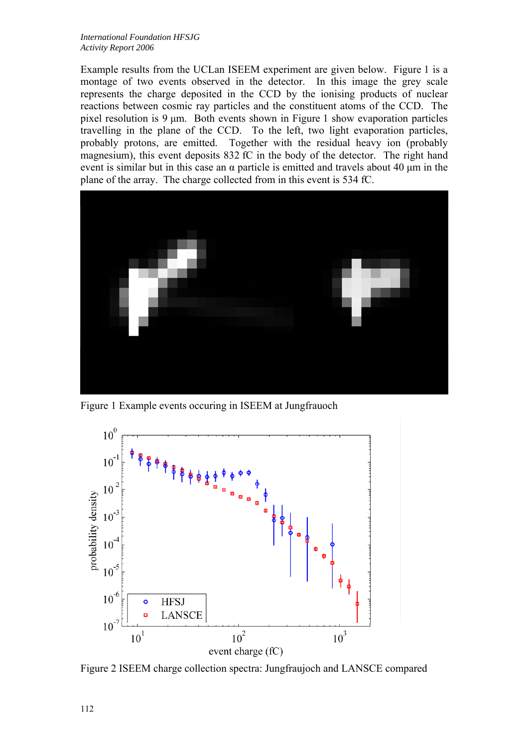Example results from the UCLan ISEEM experiment are given below. Figure 1 is a montage of two events observed in the detector. In this image the grey scale represents the charge deposited in the CCD by the ionising products of nuclear reactions between cosmic ray particles and the constituent atoms of the CCD. The pixel resolution is 9 µm. Both events shown in Figure 1 show evaporation particles travelling in the plane of the CCD. To the left, two light evaporation particles, probably protons, are emitted. Together with the residual heavy ion (probably magnesium), this event deposits 832 fC in the body of the detector. The right hand event is similar but in this case an α particle is emitted and travels about 40 µm in the plane of the array. The charge collected from in this event is 534 fC.

Figure 1 Example events occuring in ISEEM at Jungfrauoch

Figure 2 ISEEM charge collection spectra: Jungfraujoch and LANSCE compared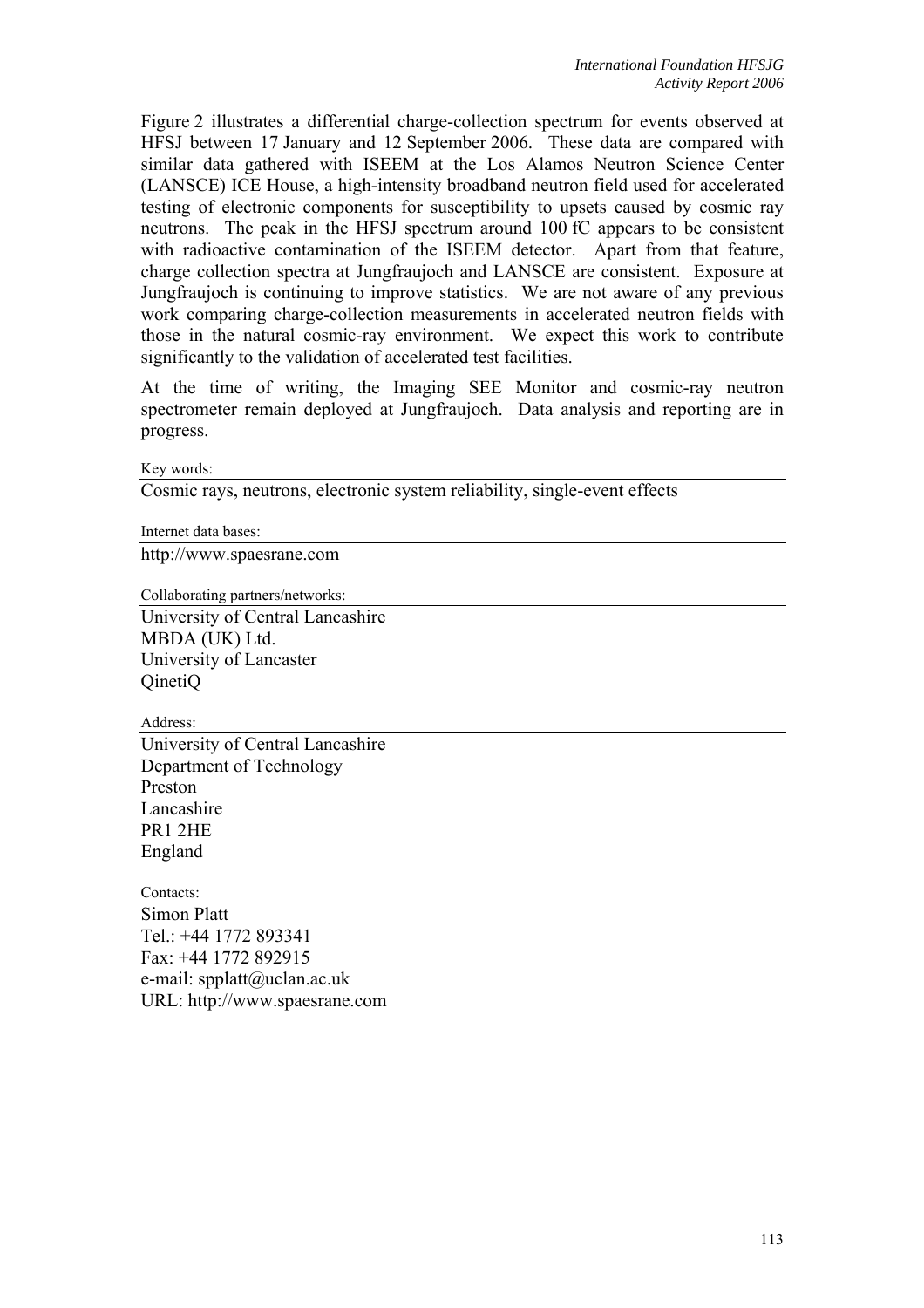Figure 2 illustrates a differential charge-collection spectrum for events observed at HFSJ between 17 January and 12 September 2006. These data are compared with similar data gathered with ISEEM at the Los Alamos Neutron Science Center (LANSCE) ICE House, a high-intensity broadband neutron field used for accelerated testing of electronic components for susceptibility to upsets caused by cosmic ray neutrons. The peak in the HFSJ spectrum around 100 fC appears to be consistent with radioactive contamination of the ISEEM detector. Apart from that feature, charge collection spectra at Jungfraujoch and LANSCE are consistent. Exposure at Jungfraujoch is continuing to improve statistics. We are not aware of any previous work comparing charge-collection measurements in accelerated neutron fields with those in the natural cosmic-ray environment. We expect this work to contribute significantly to the validation of accelerated test facilities.

At the time of writing, the Imaging SEE Monitor and cosmic-ray neutron spectrometer remain deployed at Jungfraujoch. Data analysis and reporting are in progress.

Key words:

Cosmic rays, neutrons, electronic system reliability, single-event effects

Internet data bases:

http://www.spaesrane.com

Collaborating partners/networks:

University of Central Lancashire
MBDA (UK) Ltd.
University of Lancaster
QinetiQ

Address:

University of Central Lancashire
Department of Technology
Preston
Lancashire
PR1 2HE
England

Contacts:

Simon Platt
Tel.: +44 1772 893341
Fax: +44 1772 892915
e-mail: spplatt@uclan.ac.uk
URL: http://www.spaesrane.com